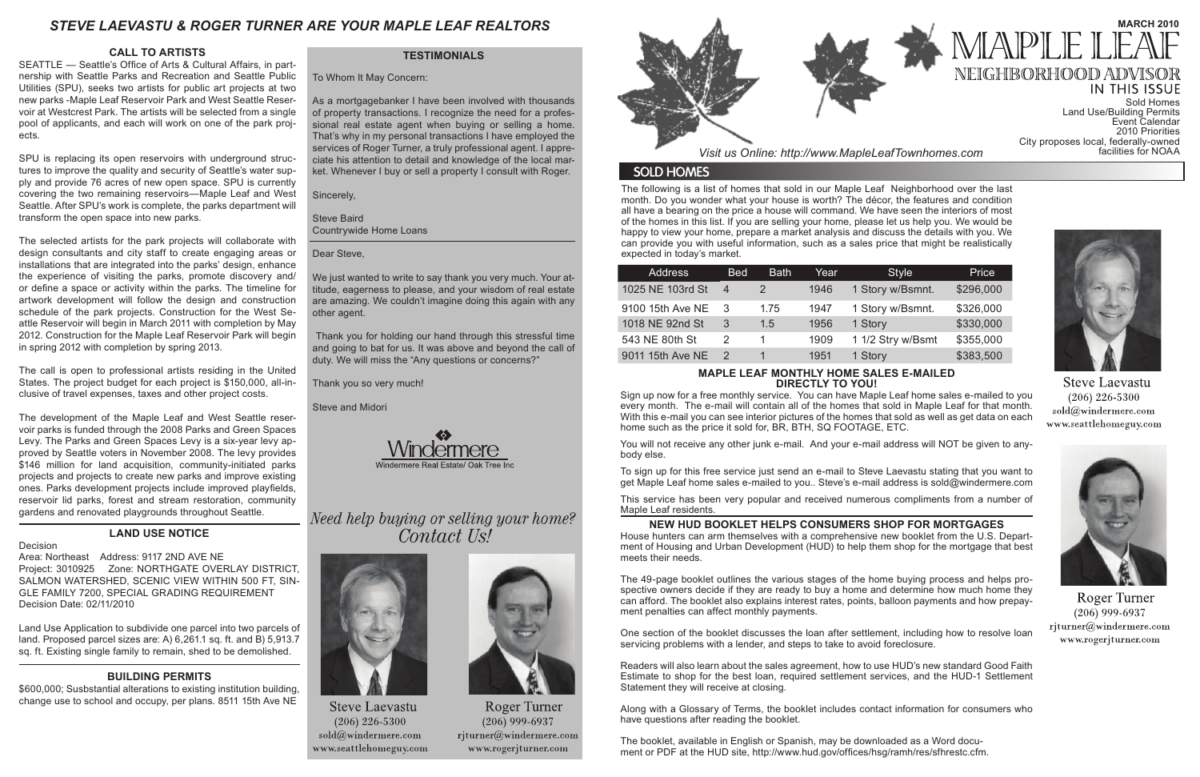## *STEVE LAEVASTU & ROGER TURNER ARE YOUR MAPLE LEAF REALTORS*

### CALL TO ARTISTS

SEATTLE — Seattle's Office of Arts & Cultural Affairs, in partnership with Seattle Parks and Recreation and Seattle Public Utilities (SPU), seeks two artists for public art projects at two new parks -Maple Leaf Reservoir Park and West Seattle Reservoir at Westcrest Park. The artists will be selected from a single pool of applicants, and each will work on one of the park projects.

SPU is replacing its open reservoirs with underground structures to improve the quality and security of Seattle's water supply and provide 76 acres of new open space. SPU is currently covering the two remaining reservoirs—Maple Leaf and West Seattle. After SPU's work is complete, the parks department will transform the open space into new parks.

The selected artists for the park projects will collaborate with design consultants and city staff to create engaging areas or installations that are integrated into the parks' design, enhance the experience of visiting the parks, promote discovery and/or define a space or activity within the parks. The timeline for artwork development will follow the design and construction schedule of the park projects. Construction for the West Seattle Reservoir will begin in March 2011 with completion by May 2012. Construction for the Maple Leaf Reservoir Park will begin in spring 2012 with completion by spring 2013.

The call is open to professional artists residing in the United States. The project budget for each project is $150,000, all-inclusive of travel expenses, taxes and other project costs.

The development of the Maple Leaf and West Seattle reservoir parks is funded through the 2008 Parks and Green Spaces Levy. The Parks and Green Spaces Levy is a six-year levy approved by Seattle voters in November 2008. The levy provides $146 million for land acquisition, community-initiated parks projects and projects to create new parks and improve existing ones. Parks development projects include improved playfields, reservoir lid parks, forest and stream restoration, community gardens and renovated playgrounds throughout Seattle.

### LAND USE NOTICE

Decision
Area: Northeast  Address: 9117 2ND AVE NE
Project: 3010925  Zone: NORTHGATE OVERLAY DISTRICT, SALMON WATERSHED, SCENIC VIEW WITHIN 500 FT, SINGLE FAMILY 7200, SPECIAL GRADING REQUIREMENT
Decision Date: 02/11/2010

Land Use Application to subdivide one parcel into two parcels of land. Proposed parcel sizes are: A) 6,261.1 sq. ft. and B) 5,913.7 sq. ft. Existing single family to remain, shed to be demolished.

### BUILDING PERMITS

$600,000; Susbstantial alterations to existing institution building, change use to school and occupy, per plans. 8511 15th Ave NE

### TESTIMONIALS

To Whom It May Concern:

As a mortgagebanker I have been involved with thousands of property transactions. I recognize the need for a professional real estate agent when buying or selling a home. That's why in my personal transactions I have employed the services of Roger Turner, a truly professional agent. I appreciate his attention to detail and knowledge of the local market. Whenever I buy or sell a property I consult with Roger.

Sincerely,

Steve Baird
Countrywide Home Loans

Dear Steve,

We just wanted to write to say thank you very much. Your attitude, eagerness to please, and your wisdom of real estate are amazing. We couldn't imagine doing this again with any other agent.

Thank you for holding our hand through this stressful time and going to bat for us. It was above and beyond the call of duty. We will miss the "Any questions or concerns?"

Thank you so very much!

Steve and Midori

Windermere
Windermere Real Estate/ Oak Tree Inc

*Need help buying or selling your home? Contact Us!*

Steve Laevastu
(206) 226-5300
sold@windermere.com
www.seattlehomeguy.com

Roger Turner
(206) 999-6937
rjturner@windermere.com
www.rogerjturner.com

# MAPLE LEAF NEIGHBORHOOD ADVISOR

**MARCH 2010**

**IN THIS ISSUE**
Sold Homes
Land Use/Building Permits
Event Calendar
2010 Priorities
City proposes local, federally-owned facilities for NOAA

*Visit us Online: http://www.MapleLeafTownhomes.com*

## SOLD HOMES

The following is a list of homes that sold in our Maple Leaf Neighborhood over the last month. Do you wonder what your house is worth? The décor, the features and condition all have a bearing on the price a house will command. We have seen the interiors of most of the homes in this list. If you are selling your home, please let us help you. We would be happy to view your home, prepare a market analysis and discuss the details with you. We can provide you with useful information, such as a sales price that might be realistically expected in today's market.

| Address | Bed | Bath | Year | Style | Price |
|---|---|---|---|---|---|
| 1025 NE 103rd St | 4 | 2 | 1946 | 1 Story w/Bsmnt. | $296,000 |
| 9100 15th Ave NE | 3 | 1.75 | 1947 | 1 Story w/Bsmnt. | $326,000 |
| 1018 NE 92nd St | 3 | 1.5 | 1956 | 1 Story | $330,000 |
| 543 NE 80th St | 2 | 1 | 1909 | 1 1/2 Stry w/Bsmt | $355,000 |
| 9011 15th Ave NE | 2 | 1 | 1951 | 1 Story | $383,500 |

### MAPLE LEAF MONTHLY HOME SALES E-MAILED DIRECTLY TO YOU!

Sign up now for a free monthly service. You can have Maple Leaf home sales e-mailed to you every month. The e-mail will contain all of the homes that sold in Maple Leaf for that month. With this e-mail you can see interior pictures of the homes that sold as well as get data on each home such as the price it sold for, BR, BTH, SQ FOOTAGE, ETC.

You will not receive any other junk e-mail. And your e-mail address will NOT be given to anybody else.

To sign up for this free service just send an e-mail to Steve Laevastu stating that you want to get Maple Leaf home sales e-mailed to you.. Steve's e-mail address is sold@windermere.com

This service has been very popular and received numerous compliments from a number of Maple Leaf residents.

### NEW HUD BOOKLET HELPS CONSUMERS SHOP FOR MORTGAGES

House hunters can arm themselves with a comprehensive new booklet from the U.S. Department of Housing and Urban Development (HUD) to help them shop for the mortgage that best meets their needs.

The 49-page booklet outlines the various stages of the home buying process and helps prospective owners decide if they are ready to buy a home and determine how much home they can afford. The booklet also explains interest rates, points, balloon payments and how prepayment penalties can affect monthly payments.

One section of the booklet discusses the loan after settlement, including how to resolve loan servicing problems with a lender, and steps to take to avoid foreclosure.

Readers will also learn about the sales agreement, how to use HUD's new standard Good Faith Estimate to shop for the best loan, required settlement services, and the HUD-1 Settlement Statement they will receive at closing.

Along with a Glossary of Terms, the booklet includes contact information for consumers who have questions after reading the booklet.

The booklet, available in English or Spanish, may be downloaded as a Word document or PDF at the HUD site, http://www.hud.gov/offices/hsg/ramh/res/sfhrestc.cfm.

Steve Laevastu
(206) 226-5300
sold@windermere.com
www.seattlehomeguy.com

Roger Turner
(206) 999-6937
rjturner@windermere.com
www.rogerjturner.com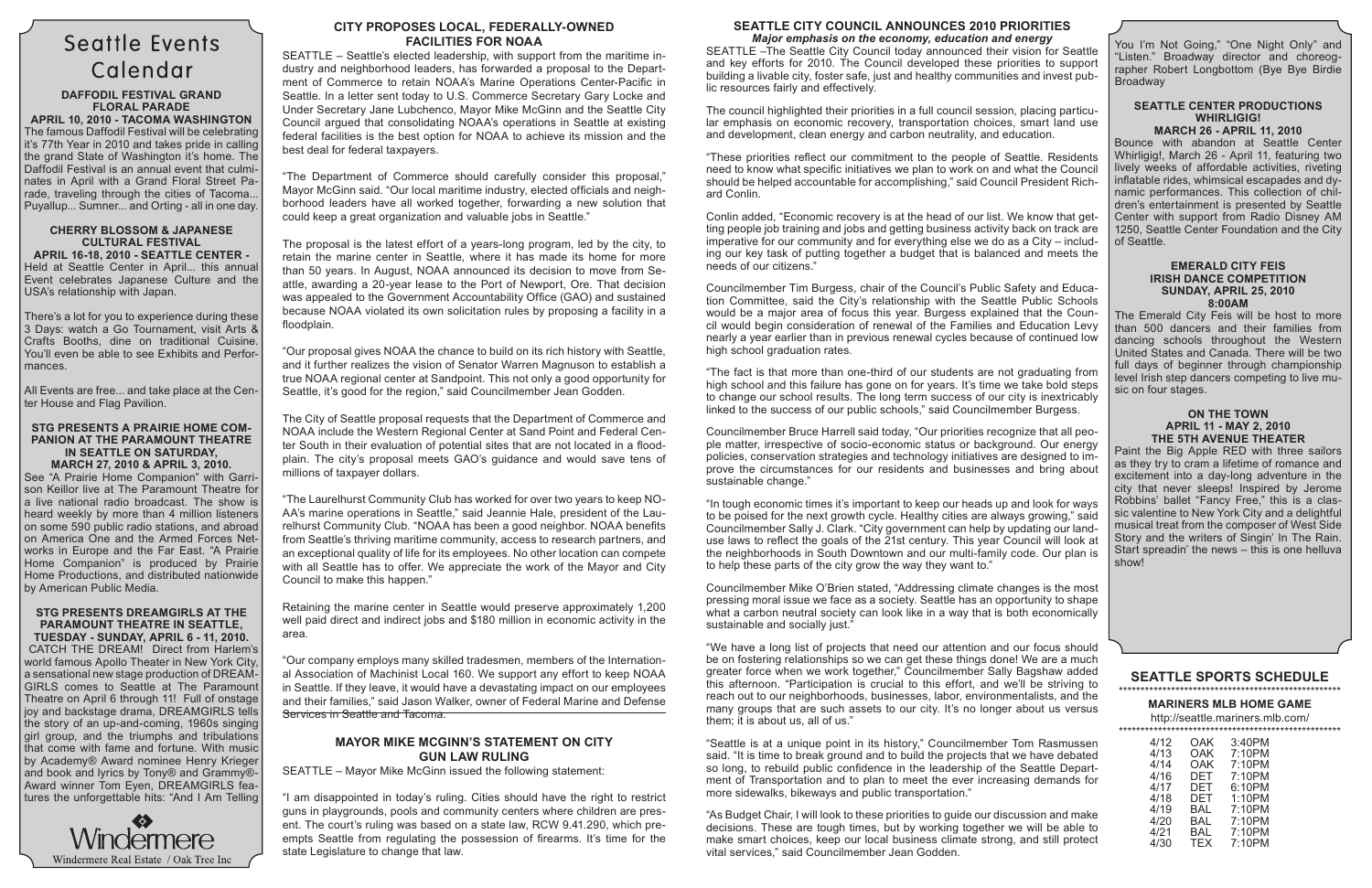# Seattle Events Calendar

### DAFFODIL FESTIVAL GRAND FLORAL PARADE
### APRIL 10, 2010 - TACOMA WASHINGTON

The famous Daffodil Festival will be celebrating it's 77th Year in 2010 and takes pride in calling the grand State of Washington it's home. The Daffodil Festival is an annual event that culminates in April with a Grand Floral Street Parade, traveling through the cities of Tacoma... Puyallup... Sumner... and Orting - all in one day.

### CHERRY BLOSSOM & JAPANESE CULTURAL FESTIVAL
### APRIL 16-18, 2010 - SEATTLE CENTER -

Held at Seattle Center in April... this annual Event celebrates Japanese Culture and the USA's relationship with Japan.

There's a lot for you to experience during these 3 Days: watch a Go Tournament, visit Arts & Crafts Booths, dine on traditional Cuisine. You'll even be able to see Exhibits and Performances.

All Events are free... and take place at the Center House and Flag Pavilion.

### STG PRESENTS A PRAIRIE HOME COMPANION AT THE PARAMOUNT THEATRE IN SEATTLE ON SATURDAY, MARCH 27, 2010 & APRIL 3, 2010.

See "A Prairie Home Companion" with Garrison Keillor live at The Paramount Theatre for a live national radio broadcast. The show is heard weekly by more than 4 million listeners on some 590 public radio stations, and abroad on America One and the Armed Forces Networks in Europe and the Far East. "A Prairie Home Companion" is produced by Prairie Home Productions, and distributed nationwide by American Public Media.

### STG PRESENTS DREAMGIRLS AT THE PARAMOUNT THEATRE IN SEATTLE, TUESDAY - SUNDAY, APRIL 6 - 11, 2010.

CATCH THE DREAM! Direct from Harlem's world famous Apollo Theater in New York City, a sensational new stage production of DREAMGIRLS comes to Seattle at The Paramount Theatre on April 6 through 11! Full of onstage joy and backstage drama, DREAMGIRLS tells the story of an up-and-coming, 1960s singing girl group, and the triumphs and tribulations that come with fame and fortune. With music by Academy® Award nominee Henry Krieger and book and lyrics by Tony® and Grammy®-Award winner Tom Eyen, DREAMGIRLS features the unforgettable hits: "And I Am Telling You I'm Not Going," "One Night Only" and "Listen." Broadway director and choreographer Robert Longbottom (Bye Bye Birdie Broadway

Windermere

Windermere Real Estate / Oak Tree Inc

## CITY PROPOSES LOCAL, FEDERALLY-OWNED FACILITIES FOR NOAA

SEATTLE – Seattle's elected leadership, with support from the maritime industry and neighborhood leaders, has forwarded a proposal to the Department of Commerce to retain NOAA's Marine Operations Center-Pacific in Seattle. In a letter sent today to U.S. Commerce Secretary Gary Locke and Under Secretary Jane Lubchenco, Mayor Mike McGinn and the Seattle City Council argued that consolidating NOAA's operations in Seattle at existing federal facilities is the best option for NOAA to achieve its mission and the best deal for federal taxpayers.

"The Department of Commerce should carefully consider this proposal," Mayor McGinn said. "Our local maritime industry, elected officials and neighborhood leaders have all worked together, forwarding a new solution that could keep a great organization and valuable jobs in Seattle."

The proposal is the latest effort of a years-long program, led by the city, to retain the marine center in Seattle, where it has made its home for more than 50 years. In August, NOAA announced its decision to move from Seattle, awarding a 20-year lease to the Port of Newport, Ore. That decision was appealed to the Government Accountability Office (GAO) and sustained because NOAA violated its own solicitation rules by proposing a facility in a floodplain.

"Our proposal gives NOAA the chance to build on its rich history with Seattle, and it further realizes the vision of Senator Warren Magnuson to establish a true NOAA regional center at Sandpoint. This not only a good opportunity for Seattle, it's good for the region," said Councilmember Jean Godden.

The City of Seattle proposal requests that the Department of Commerce and NOAA include the Western Regional Center at Sand Point and Federal Center South in their evaluation of potential sites that are not located in a floodplain. The city's proposal meets GAO's guidance and would save tens of millions of taxpayer dollars.

"The Laurelhurst Community Club has worked for over two years to keep NOAA's marine operations in Seattle," said Jeannie Hale, president of the Laurelhurst Community Club. "NOAA has been a good neighbor. NOAA benefits from Seattle's thriving maritime community, access to research partners, and an exceptional quality of life for its employees. No other location can compete with all Seattle has to offer. We appreciate the work of the Mayor and City Council to make this happen."

Retaining the marine center in Seattle would preserve approximately 1,200 well paid direct and indirect jobs and $180 million in economic activity in the area.

"Our company employs many skilled tradesmen, members of the International Association of Machinist Local 160. We support any effort to keep NOAA in Seattle. If they leave, it would have a devastating impact on our employees and their families," said Jason Walker, owner of Federal Marine and Defense Services in Seattle and Tacoma.

## MAYOR MIKE MCGINN'S STATEMENT ON CITY GUN LAW RULING

SEATTLE – Mayor Mike McGinn issued the following statement:

"I am disappointed in today's ruling. Cities should have the right to restrict guns in playgrounds, pools and community centers where children are present. The court's ruling was based on a state law, RCW 9.41.290, which preempts Seattle from regulating the possession of firearms. It's time for the state Legislature to change that law.

## SEATTLE CITY COUNCIL ANNOUNCES 2010 PRIORITIES

*Major emphasis on the economy, education and energy*

SEATTLE –The Seattle City Council today announced their vision for Seattle and key efforts for 2010. The Council developed these priorities to support building a livable city, foster safe, just and healthy communities and invest public resources fairly and effectively.

The council highlighted their priorities in a full council session, placing particular emphasis on economic recovery, transportation choices, smart land use and development, clean energy and carbon neutrality, and education.

"These priorities reflect our commitment to the people of Seattle. Residents need to know what specific initiatives we plan to work on and what the Council should be helped accountable for accomplishing," said Council President Richard Conlin.

Conlin added, "Economic recovery is at the head of our list. We know that getting people job training and jobs and getting business activity back on track are imperative for our community and for everything else we do as a City – including our key task of putting together a budget that is balanced and meets the needs of our citizens."

Councilmember Tim Burgess, chair of the Council's Public Safety and Education Committee, said the City's relationship with the Seattle Public Schools would be a major area of focus this year. Burgess explained that the Council would begin consideration of renewal of the Families and Education Levy nearly a year earlier than in previous renewal cycles because of continued low high school graduation rates.

"The fact is that more than one-third of our students are not graduating from high school and this failure has gone on for years. It's time we take bold steps to change our school results. The long term success of our city is inextricably linked to the success of our public schools," said Councilmember Burgess.

Councilmember Bruce Harrell said today, "Our priorities recognize that all people matter, irrespective of socio-economic status or background. Our energy policies, conservation strategies and technology initiatives are designed to improve the circumstances for our residents and businesses and bring about sustainable change."

"In tough economic times it's important to keep our heads up and look for ways to be poised for the next growth cycle. Healthy cities are always growing," said Councilmember Sally J. Clark. "City government can help by updating our land-use laws to reflect the goals of the 21st century. This year Council will look at the neighborhoods in South Downtown and our multi-family code. Our plan is to help these parts of the city grow the way they want to."

Councilmember Mike O'Brien stated, "Addressing climate changes is the most pressing moral issue we face as a society. Seattle has an opportunity to shape what a carbon neutral society can look like in a way that is both economically sustainable and socially just."

"We have a long list of projects that need our attention and our focus should be on fostering relationships so we can get these things done! We are a much greater force when we work together," Councilmember Sally Bagshaw added this afternoon. "Participation is crucial to this effort, and we'll be striving to reach out to our neighborhoods, businesses, labor, environmentalists, and the many groups that are such assets to our city. It's no longer about us versus them; it is about us, all of us."

"Seattle is at a unique point in its history," Councilmember Tom Rasmussen said. "It is time to break ground and to build the projects that we have debated so long, to rebuild public confidence in the leadership of the Seattle Department of Transportation and to plan to meet the ever increasing demands for more sidewalks, bikeways and public transportation."

"As Budget Chair, I will look to these priorities to guide our discussion and make decisions. These are tough times, but by working together we will be able to make smart choices, keep our local business climate strong, and still protect vital services," said Councilmember Jean Godden.

### SEATTLE CENTER PRODUCTIONS WHIRLIGIG!
### MARCH 26 - APRIL 11, 2010

Bounce with abandon at Seattle Center Whirligig!, March 26 - April 11, featuring two lively weeks of affordable activities, riveting inflatable rides, whimsical escapades and dynamic performances. This collection of children's entertainment is presented by Seattle Center with support from Radio Disney AM 1250, Seattle Center Foundation and the City of Seattle.

### EMERALD CITY FEIS IRISH DANCE COMPETITION
### SUNDAY, APRIL 25, 2010
### 8:00AM

The Emerald City Feis will be host to more than 500 dancers and their families from dancing schools throughout the Western United States and Canada. There will be two full days of beginner through championship level Irish step dancers competing to live music on four stages.

### ON THE TOWN
### APRIL 11 - MAY 2, 2010
### THE 5TH AVENUE THEATER

Paint the Big Apple RED with three sailors as they try to cram a lifetime of romance and excitement into a day-long adventure in the city that never sleeps! Inspired by Jerome Robbins' ballet "Fancy Free," this is a classic valentine to New York City and a delightful musical treat from the composer of West Side Story and the writers of Singin' In The Rain. Start spreadin' the news – this is one helluva show!

## SEATTLE SPORTS SCHEDULE

### MARINERS MLB HOME GAME

http://seattle.mariners.mlb.com/

| | | |
|---|---|---|
| 4/12 | OAK | 3:40PM |
| 4/13 | OAK | 7:10PM |
| 4/14 | OAK | 7:10PM |
| 4/16 | DET | 7:10PM |
| 4/17 | DET | 6:10PM |
| 4/18 | DET | 1:10PM |
| 4/19 | BAL | 7:10PM |
| 4/20 | BAL | 7:10PM |
| 4/21 | BAL | 7:10PM |
| 4/30 | TEX | 7:10PM |